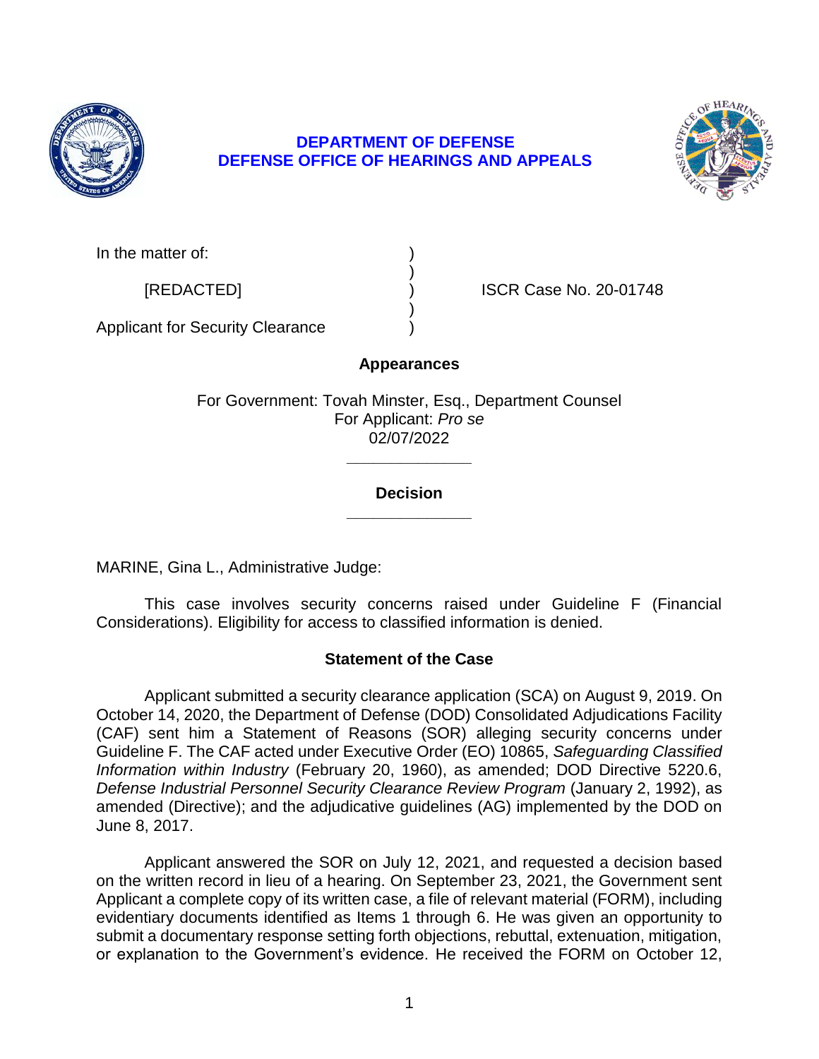**DEPARTMENT OF DEFENSE**
**DEFENSE OFFICE OF HEARINGS AND APPEALS**

| | | |
|---|---|---|
| In the matter of: | ) | |
| | ) | |
| [REDACTED] | ) | ISCR Case No. 20-01748 |
| | ) | |
| Applicant for Security Clearance | ) | |

**Appearances**

For Government: Tovah Minster, Esq., Department Counsel
For Applicant: *Pro se*
02/07/2022

______________

**Decision**

______________

MARINE, Gina L., Administrative Judge:

This case involves security concerns raised under Guideline F (Financial Considerations). Eligibility for access to classified information is denied.

## Statement of the Case

Applicant submitted a security clearance application (SCA) on August 9, 2019. On October 14, 2020, the Department of Defense (DOD) Consolidated Adjudications Facility (CAF) sent him a Statement of Reasons (SOR) alleging security concerns under Guideline F. The CAF acted under Executive Order (EO) 10865, *Safeguarding Classified Information within Industry* (February 20, 1960), as amended; DOD Directive 5220.6, *Defense Industrial Personnel Security Clearance Review Program* (January 2, 1992), as amended (Directive); and the adjudicative guidelines (AG) implemented by the DOD on June 8, 2017.

Applicant answered the SOR on July 12, 2021, and requested a decision based on the written record in lieu of a hearing. On September 23, 2021, the Government sent Applicant a complete copy of its written case, a file of relevant material (FORM), including evidentiary documents identified as Items 1 through 6. He was given an opportunity to submit a documentary response setting forth objections, rebuttal, extenuation, mitigation, or explanation to the Government's evidence. He received the FORM on October 12,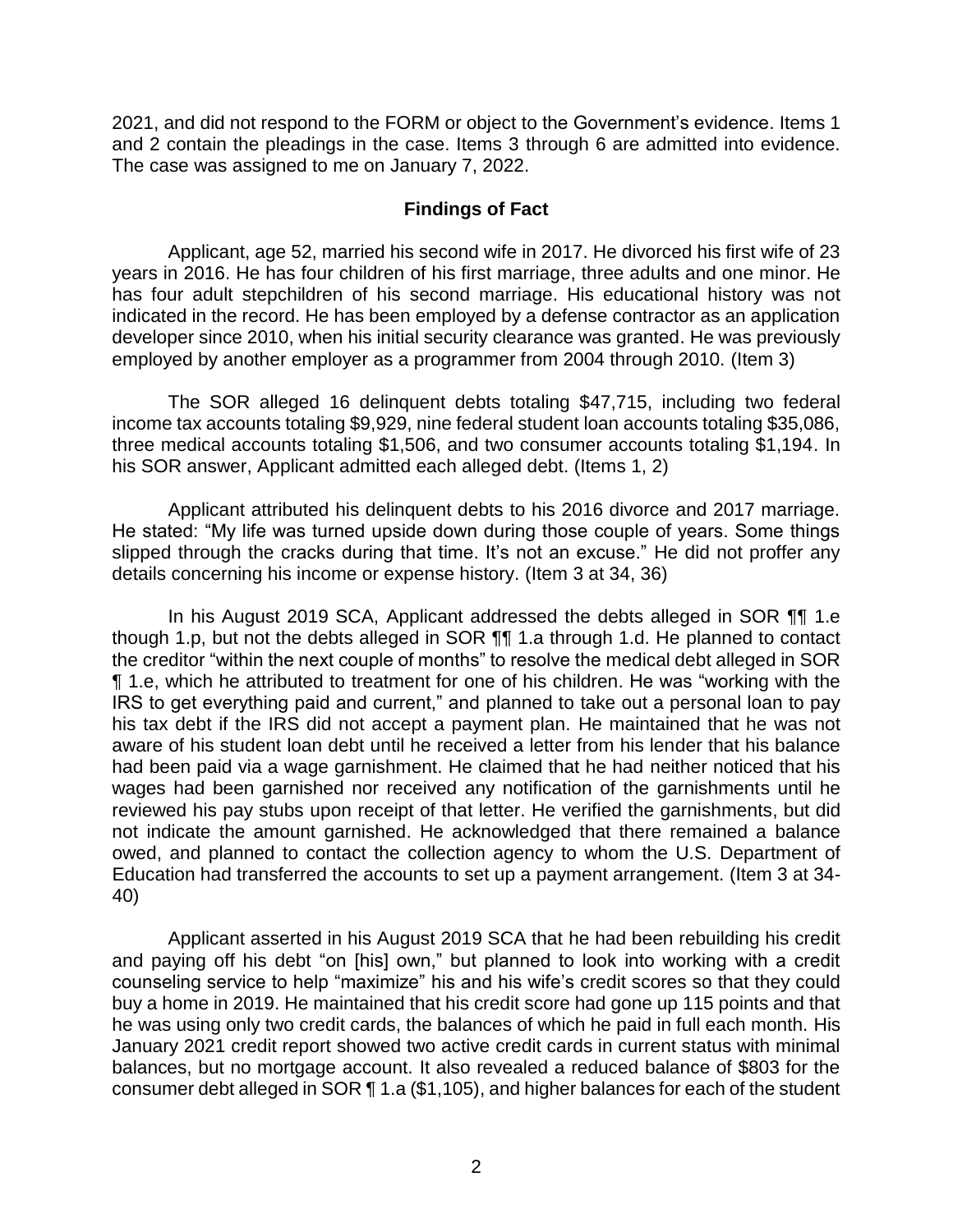2021, and did not respond to the FORM or object to the Government's evidence. Items 1 and 2 contain the pleadings in the case. Items 3 through 6 are admitted into evidence. The case was assigned to me on January 7, 2022.

## Findings of Fact

Applicant, age 52, married his second wife in 2017. He divorced his first wife of 23 years in 2016. He has four children of his first marriage, three adults and one minor. He has four adult stepchildren of his second marriage. His educational history was not indicated in the record. He has been employed by a defense contractor as an application developer since 2010, when his initial security clearance was granted. He was previously employed by another employer as a programmer from 2004 through 2010. (Item 3)

The SOR alleged 16 delinquent debts totaling $47,715, including two federal income tax accounts totaling $9,929, nine federal student loan accounts totaling $35,086, three medical accounts totaling $1,506, and two consumer accounts totaling $1,194. In his SOR answer, Applicant admitted each alleged debt. (Items 1, 2)

Applicant attributed his delinquent debts to his 2016 divorce and 2017 marriage. He stated: "My life was turned upside down during those couple of years. Some things slipped through the cracks during that time. It's not an excuse." He did not proffer any details concerning his income or expense history. (Item 3 at 34, 36)

In his August 2019 SCA, Applicant addressed the debts alleged in SOR ¶¶ 1.e though 1.p, but not the debts alleged in SOR ¶¶ 1.a through 1.d. He planned to contact the creditor "within the next couple of months" to resolve the medical debt alleged in SOR ¶ 1.e, which he attributed to treatment for one of his children. He was "working with the IRS to get everything paid and current," and planned to take out a personal loan to pay his tax debt if the IRS did not accept a payment plan. He maintained that he was not aware of his student loan debt until he received a letter from his lender that his balance had been paid via a wage garnishment. He claimed that he had neither noticed that his wages had been garnished nor received any notification of the garnishments until he reviewed his pay stubs upon receipt of that letter. He verified the garnishments, but did not indicate the amount garnished. He acknowledged that there remained a balance owed, and planned to contact the collection agency to whom the U.S. Department of Education had transferred the accounts to set up a payment arrangement. (Item 3 at 34-40)

Applicant asserted in his August 2019 SCA that he had been rebuilding his credit and paying off his debt "on [his] own," but planned to look into working with a credit counseling service to help "maximize" his and his wife's credit scores so that they could buy a home in 2019. He maintained that his credit score had gone up 115 points and that he was using only two credit cards, the balances of which he paid in full each month. His January 2021 credit report showed two active credit cards in current status with minimal balances, but no mortgage account. It also revealed a reduced balance of $803 for the consumer debt alleged in SOR ¶ 1.a ($1,105), and higher balances for each of the student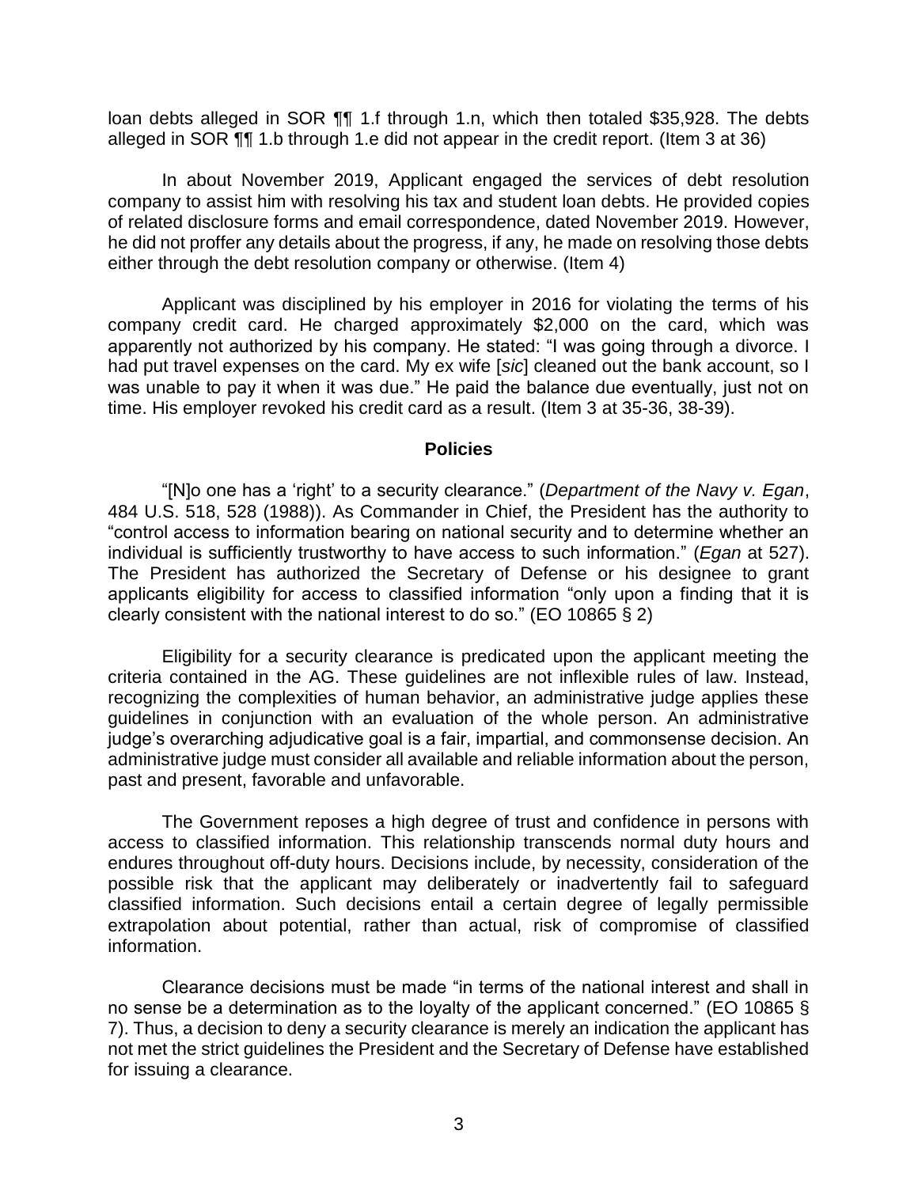loan debts alleged in SOR ¶¶ 1.f through 1.n, which then totaled $35,928. The debts alleged in SOR ¶¶ 1.b through 1.e did not appear in the credit report. (Item 3 at 36)

In about November 2019, Applicant engaged the services of debt resolution company to assist him with resolving his tax and student loan debts. He provided copies of related disclosure forms and email correspondence, dated November 2019. However, he did not proffer any details about the progress, if any, he made on resolving those debts either through the debt resolution company or otherwise. (Item 4)

Applicant was disciplined by his employer in 2016 for violating the terms of his company credit card. He charged approximately $2,000 on the card, which was apparently not authorized by his company. He stated: "I was going through a divorce. I had put travel expenses on the card. My ex wife [*sic*] cleaned out the bank account, so I was unable to pay it when it was due." He paid the balance due eventually, just not on time. His employer revoked his credit card as a result. (Item 3 at 35-36, 38-39).

## Policies

"[N]o one has a 'right' to a security clearance." (*Department of the Navy v. Egan*, 484 U.S. 518, 528 (1988)). As Commander in Chief, the President has the authority to "control access to information bearing on national security and to determine whether an individual is sufficiently trustworthy to have access to such information." (*Egan* at 527). The President has authorized the Secretary of Defense or his designee to grant applicants eligibility for access to classified information "only upon a finding that it is clearly consistent with the national interest to do so." (EO 10865 § 2)

Eligibility for a security clearance is predicated upon the applicant meeting the criteria contained in the AG. These guidelines are not inflexible rules of law. Instead, recognizing the complexities of human behavior, an administrative judge applies these guidelines in conjunction with an evaluation of the whole person. An administrative judge's overarching adjudicative goal is a fair, impartial, and commonsense decision. An administrative judge must consider all available and reliable information about the person, past and present, favorable and unfavorable.

The Government reposes a high degree of trust and confidence in persons with access to classified information. This relationship transcends normal duty hours and endures throughout off-duty hours. Decisions include, by necessity, consideration of the possible risk that the applicant may deliberately or inadvertently fail to safeguard classified information. Such decisions entail a certain degree of legally permissible extrapolation about potential, rather than actual, risk of compromise of classified information.

Clearance decisions must be made "in terms of the national interest and shall in no sense be a determination as to the loyalty of the applicant concerned." (EO 10865 § 7). Thus, a decision to deny a security clearance is merely an indication the applicant has not met the strict guidelines the President and the Secretary of Defense have established for issuing a clearance.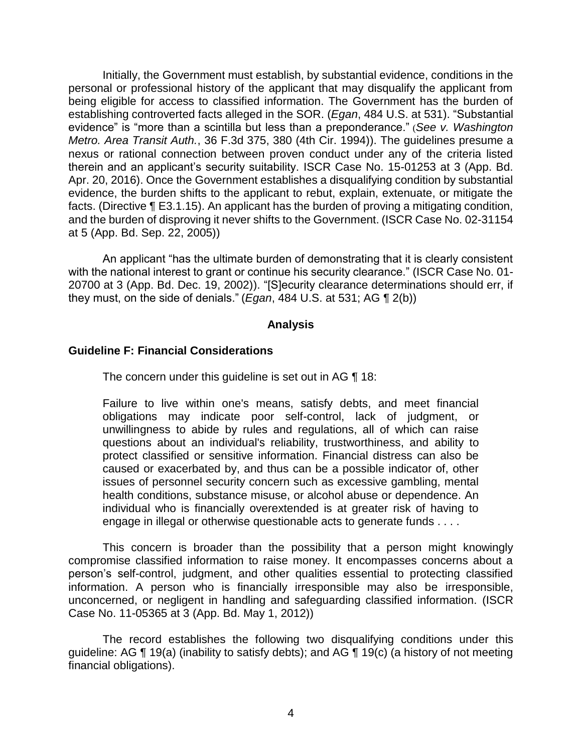Initially, the Government must establish, by substantial evidence, conditions in the personal or professional history of the applicant that may disqualify the applicant from being eligible for access to classified information. The Government has the burden of establishing controverted facts alleged in the SOR. (*Egan*, 484 U.S. at 531). "Substantial evidence" is "more than a scintilla but less than a preponderance." (*See v. Washington Metro. Area Transit Auth.*, 36 F.3d 375, 380 (4th Cir. 1994)). The guidelines presume a nexus or rational connection between proven conduct under any of the criteria listed therein and an applicant's security suitability. ISCR Case No. 15-01253 at 3 (App. Bd. Apr. 20, 2016). Once the Government establishes a disqualifying condition by substantial evidence, the burden shifts to the applicant to rebut, explain, extenuate, or mitigate the facts. (Directive ¶ E3.1.15). An applicant has the burden of proving a mitigating condition, and the burden of disproving it never shifts to the Government. (ISCR Case No. 02-31154 at 5 (App. Bd. Sep. 22, 2005))

An applicant "has the ultimate burden of demonstrating that it is clearly consistent with the national interest to grant or continue his security clearance." (ISCR Case No. 01-20700 at 3 (App. Bd. Dec. 19, 2002)). "[S]ecurity clearance determinations should err, if they must, on the side of denials." (*Egan*, 484 U.S. at 531; AG ¶ 2(b))

## Analysis

### Guideline F: Financial Considerations

The concern under this guideline is set out in AG ¶ 18:

> Failure to live within one's means, satisfy debts, and meet financial obligations may indicate poor self-control, lack of judgment, or unwillingness to abide by rules and regulations, all of which can raise questions about an individual's reliability, trustworthiness, and ability to protect classified or sensitive information. Financial distress can also be caused or exacerbated by, and thus can be a possible indicator of, other issues of personnel security concern such as excessive gambling, mental health conditions, substance misuse, or alcohol abuse or dependence. An individual who is financially overextended is at greater risk of having to engage in illegal or otherwise questionable acts to generate funds . . . .

This concern is broader than the possibility that a person might knowingly compromise classified information to raise money. It encompasses concerns about a person's self-control, judgment, and other qualities essential to protecting classified information. A person who is financially irresponsible may also be irresponsible, unconcerned, or negligent in handling and safeguarding classified information. (ISCR Case No. 11-05365 at 3 (App. Bd. May 1, 2012))

The record establishes the following two disqualifying conditions under this guideline: AG ¶ 19(a) (inability to satisfy debts); and AG ¶ 19(c) (a history of not meeting financial obligations).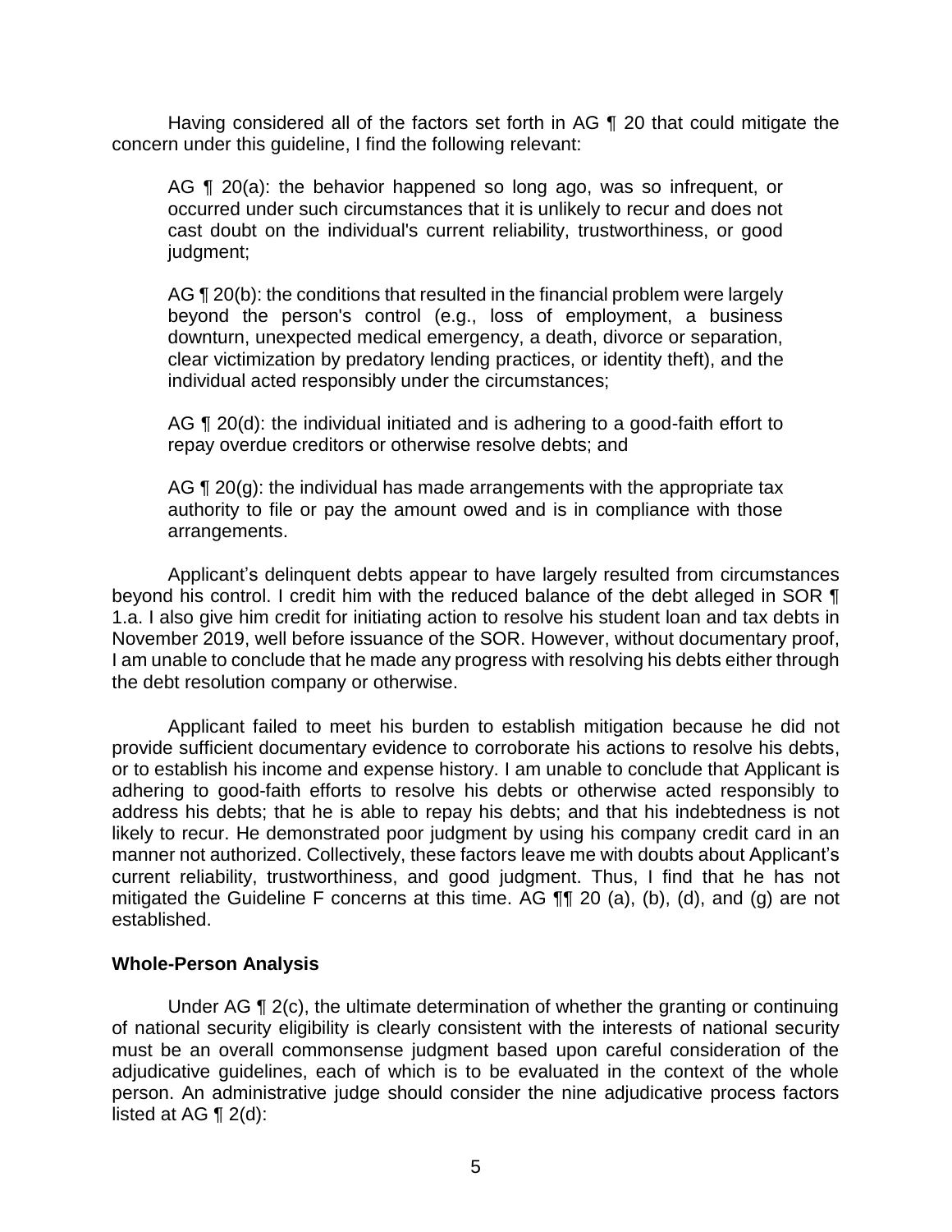Having considered all of the factors set forth in AG ¶ 20 that could mitigate the concern under this guideline, I find the following relevant:

> AG ¶ 20(a): the behavior happened so long ago, was so infrequent, or occurred under such circumstances that it is unlikely to recur and does not cast doubt on the individual's current reliability, trustworthiness, or good judgment;
>
> AG ¶ 20(b): the conditions that resulted in the financial problem were largely beyond the person's control (e.g., loss of employment, a business downturn, unexpected medical emergency, a death, divorce or separation, clear victimization by predatory lending practices, or identity theft), and the individual acted responsibly under the circumstances;
>
> AG ¶ 20(d): the individual initiated and is adhering to a good-faith effort to repay overdue creditors or otherwise resolve debts; and
>
> AG ¶ 20(g): the individual has made arrangements with the appropriate tax authority to file or pay the amount owed and is in compliance with those arrangements.

Applicant's delinquent debts appear to have largely resulted from circumstances beyond his control. I credit him with the reduced balance of the debt alleged in SOR ¶ 1.a. I also give him credit for initiating action to resolve his student loan and tax debts in November 2019, well before issuance of the SOR. However, without documentary proof, I am unable to conclude that he made any progress with resolving his debts either through the debt resolution company or otherwise.

Applicant failed to meet his burden to establish mitigation because he did not provide sufficient documentary evidence to corroborate his actions to resolve his debts, or to establish his income and expense history. I am unable to conclude that Applicant is adhering to good-faith efforts to resolve his debts or otherwise acted responsibly to address his debts; that he is able to repay his debts; and that his indebtedness is not likely to recur. He demonstrated poor judgment by using his company credit card in an manner not authorized. Collectively, these factors leave me with doubts about Applicant's current reliability, trustworthiness, and good judgment. Thus, I find that he has not mitigated the Guideline F concerns at this time. AG ¶¶ 20 (a), (b), (d), and (g) are not established.

**Whole-Person Analysis**

Under AG ¶ 2(c), the ultimate determination of whether the granting or continuing of national security eligibility is clearly consistent with the interests of national security must be an overall commonsense judgment based upon careful consideration of the adjudicative guidelines, each of which is to be evaluated in the context of the whole person. An administrative judge should consider the nine adjudicative process factors listed at AG ¶ 2(d):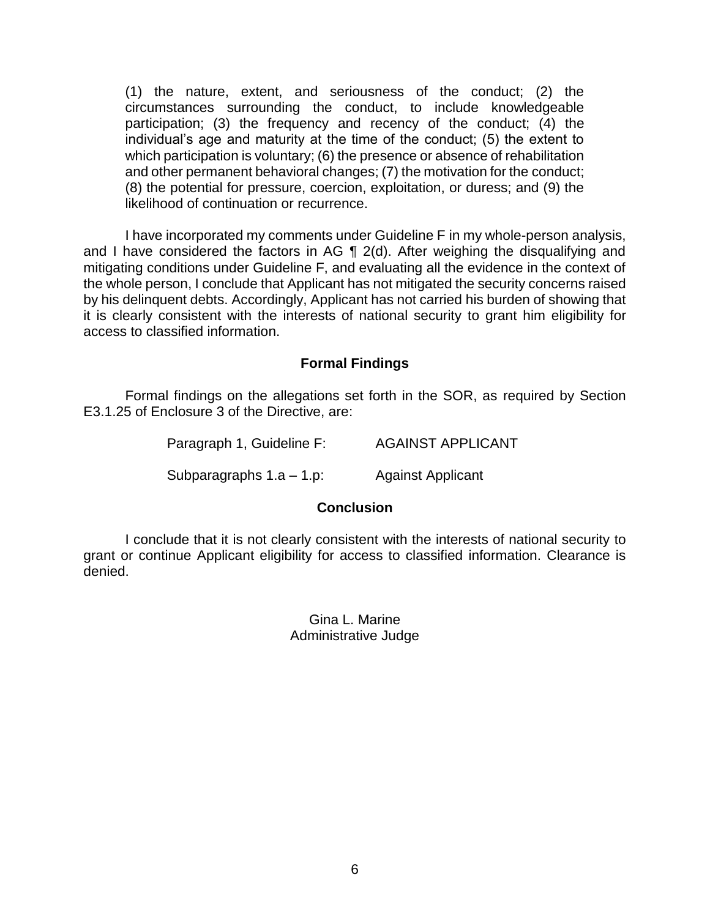(1) the nature, extent, and seriousness of the conduct; (2) the circumstances surrounding the conduct, to include knowledgeable participation; (3) the frequency and recency of the conduct; (4) the individual's age and maturity at the time of the conduct; (5) the extent to which participation is voluntary; (6) the presence or absence of rehabilitation and other permanent behavioral changes; (7) the motivation for the conduct; (8) the potential for pressure, coercion, exploitation, or duress; and (9) the likelihood of continuation or recurrence.

I have incorporated my comments under Guideline F in my whole-person analysis, and I have considered the factors in AG ¶ 2(d). After weighing the disqualifying and mitigating conditions under Guideline F, and evaluating all the evidence in the context of the whole person, I conclude that Applicant has not mitigated the security concerns raised by his delinquent debts. Accordingly, Applicant has not carried his burden of showing that it is clearly consistent with the interests of national security to grant him eligibility for access to classified information.

## Formal Findings

Formal findings on the allegations set forth in the SOR, as required by Section E3.1.25 of Enclosure 3 of the Directive, are:

Paragraph 1, Guideline F: AGAINST APPLICANT

Subparagraphs 1.a – 1.p: Against Applicant

## Conclusion

I conclude that it is not clearly consistent with the interests of national security to grant or continue Applicant eligibility for access to classified information. Clearance is denied.

Gina L. Marine
Administrative Judge